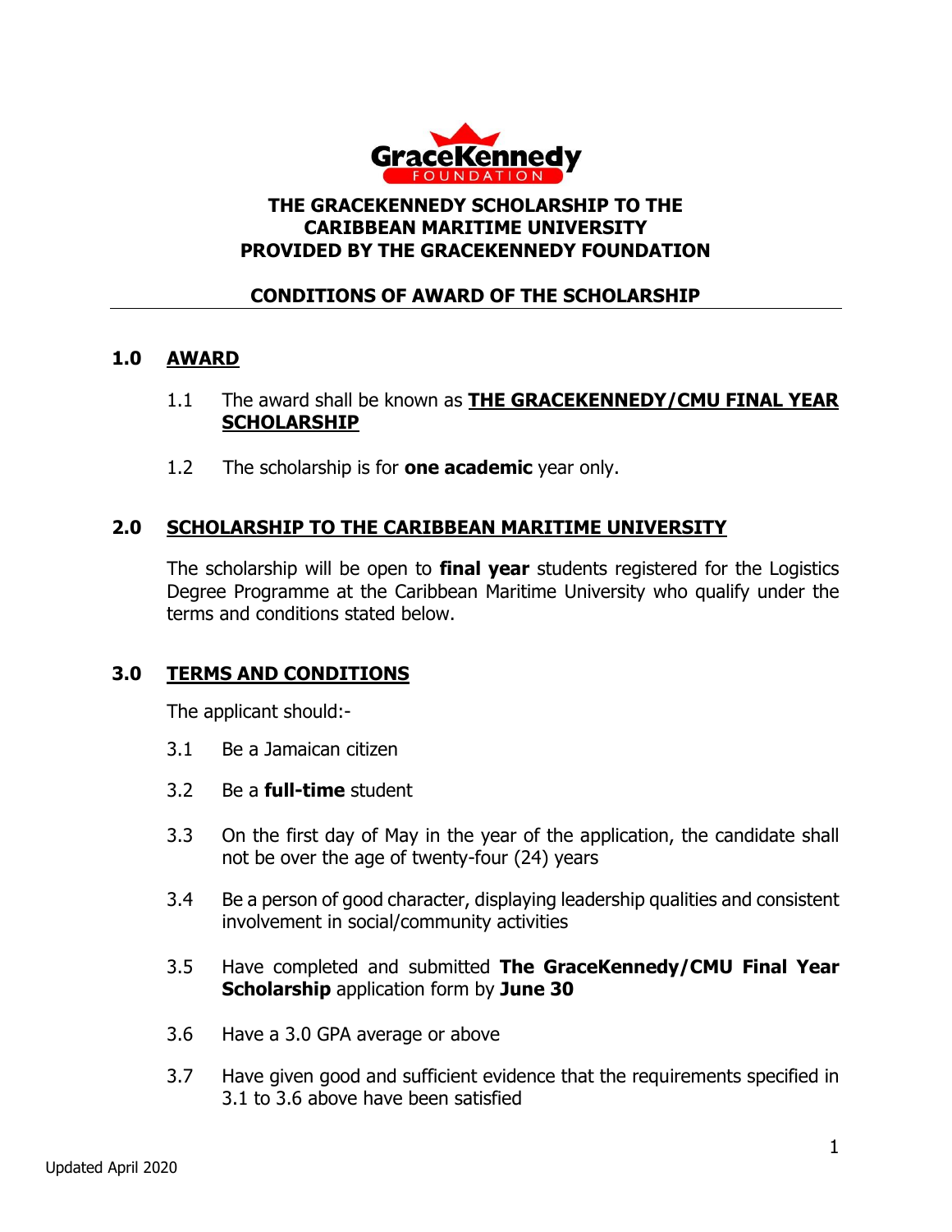# THE GRACEKENNEDY SCHOLARSHIP TO THE CARIBBEAN MARITIME UNIVERSITY PROVIDED BY THE GRACEKENNEDY FOUNDATION

## CONDITIONS OF AWARD OF THE SCHOLARSHIP

### 1.0 AWARD

1.1 The award shall be known as **THE GRACEKENNEDY/CMU FINAL YEAR SCHOLARSHIP**

1.2 The scholarship is for **one academic** year only.

### 2.0 SCHOLARSHIP TO THE CARIBBEAN MARITIME UNIVERSITY

The scholarship will be open to **final year** students registered for the Logistics Degree Programme at the Caribbean Maritime University who qualify under the terms and conditions stated below.

### 3.0 TERMS AND CONDITIONS

The applicant should:-

3.1 Be a Jamaican citizen

3.2 Be a **full-time** student

3.3 On the first day of May in the year of the application, the candidate shall not be over the age of twenty-four (24) years

3.4 Be a person of good character, displaying leadership qualities and consistent involvement in social/community activities

3.5 Have completed and submitted **The GraceKennedy/CMU Final Year Scholarship** application form by **June 30**

3.6 Have a 3.0 GPA average or above

3.7 Have given good and sufficient evidence that the requirements specified in 3.1 to 3.6 above have been satisfied

Updated April 2020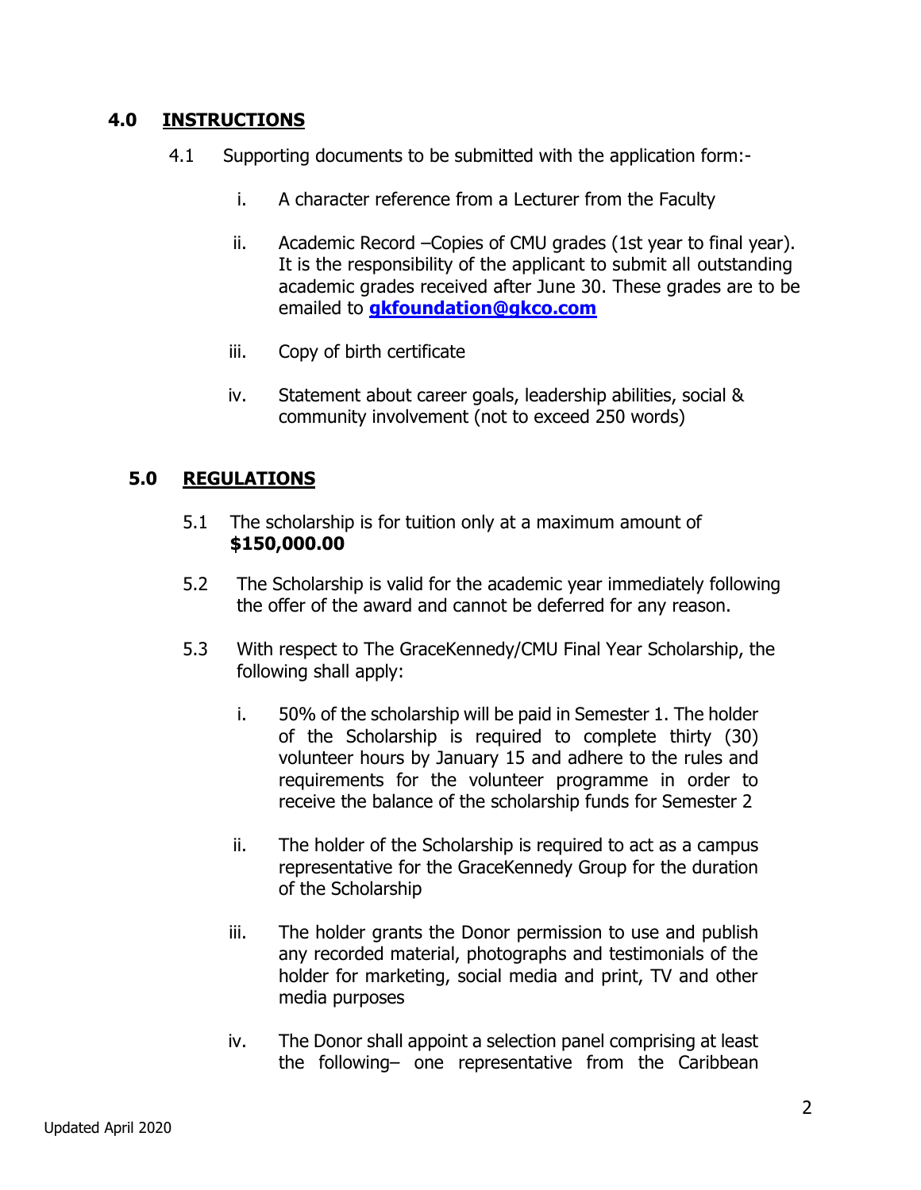## 4.0 INSTRUCTIONS

4.1 Supporting documents to be submitted with the application form:-

i. A character reference from a Lecturer from the Faculty

ii. Academic Record –Copies of CMU grades (1st year to final year). It is the responsibility of the applicant to submit all outstanding academic grades received after June 30. These grades are to be emailed to **gkfoundation@gkco.com**

iii. Copy of birth certificate

iv. Statement about career goals, leadership abilities, social & community involvement (not to exceed 250 words)

## 5.0 REGULATIONS

5.1 The scholarship is for tuition only at a maximum amount of **$150,000.00**

5.2 The Scholarship is valid for the academic year immediately following the offer of the award and cannot be deferred for any reason.

5.3 With respect to The GraceKennedy/CMU Final Year Scholarship, the following shall apply:

i. 50% of the scholarship will be paid in Semester 1. The holder of the Scholarship is required to complete thirty (30) volunteer hours by January 15 and adhere to the rules and requirements for the volunteer programme in order to receive the balance of the scholarship funds for Semester 2

ii. The holder of the Scholarship is required to act as a campus representative for the GraceKennedy Group for the duration of the Scholarship

iii. The holder grants the Donor permission to use and publish any recorded material, photographs and testimonials of the holder for marketing, social media and print, TV and other media purposes

iv. The Donor shall appoint a selection panel comprising at least the following– one representative from the Caribbean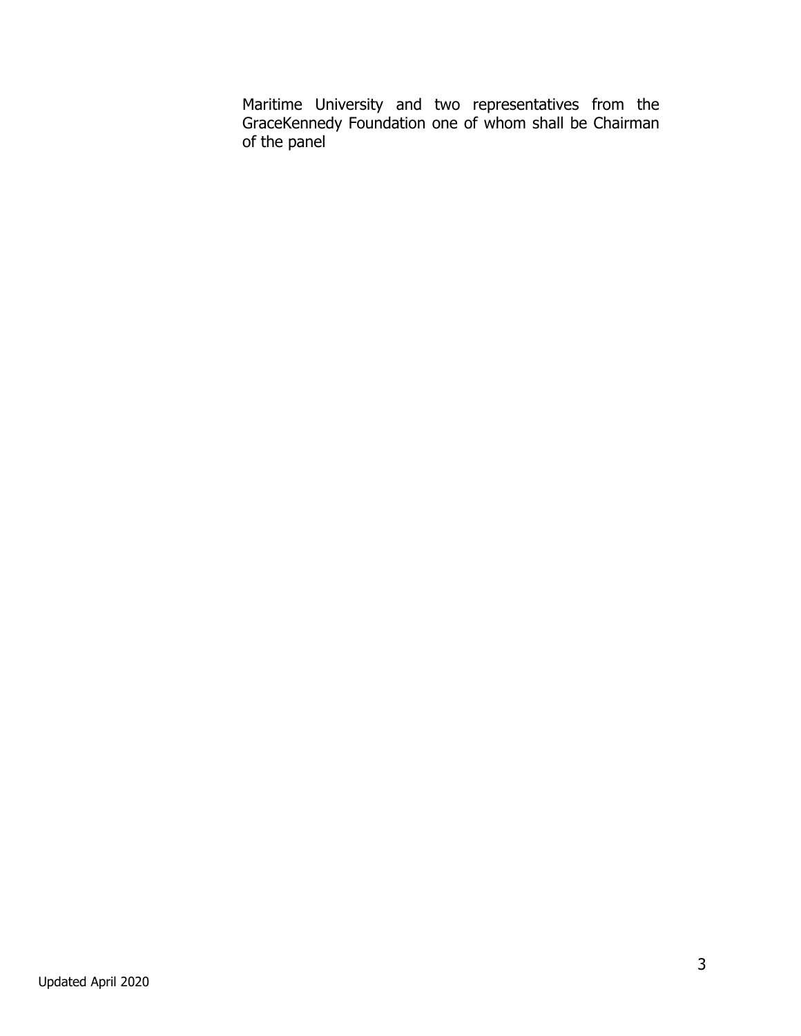Maritime University and two representatives from the GraceKennedy Foundation one of whom shall be Chairman of the panel

Updated April 2020